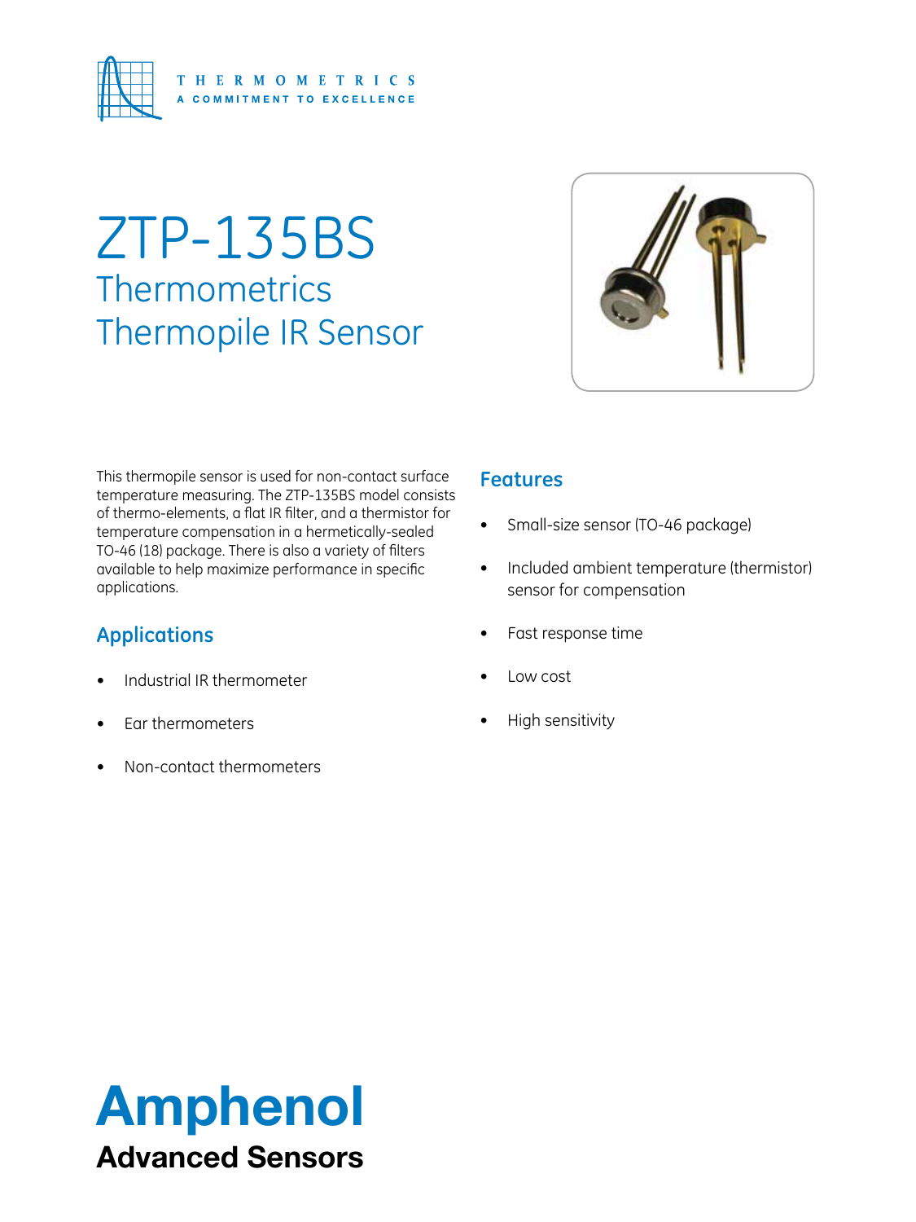THERMOMETRICS
A COMMITMENT TO EXCELLENCE

# ZTP-135BS
## Thermometrics Thermopile IR Sensor

This thermopile sensor is used for non-contact surface temperature measuring. The ZTP-135BS model consists of thermo-elements, a flat IR filter, and a thermistor for temperature compensation in a hermetically-sealed TO-46 (18) package. There is also a variety of filters available to help maximize performance in specific applications.

### Applications

- Industrial IR thermometer
- Ear thermometers
- Non-contact thermometers

### Features

- Small-size sensor (TO-46 package)
- Included ambient temperature (thermistor) sensor for compensation
- Fast response time
- Low cost
- High sensitivity

**Amphenol**
**Advanced Sensors**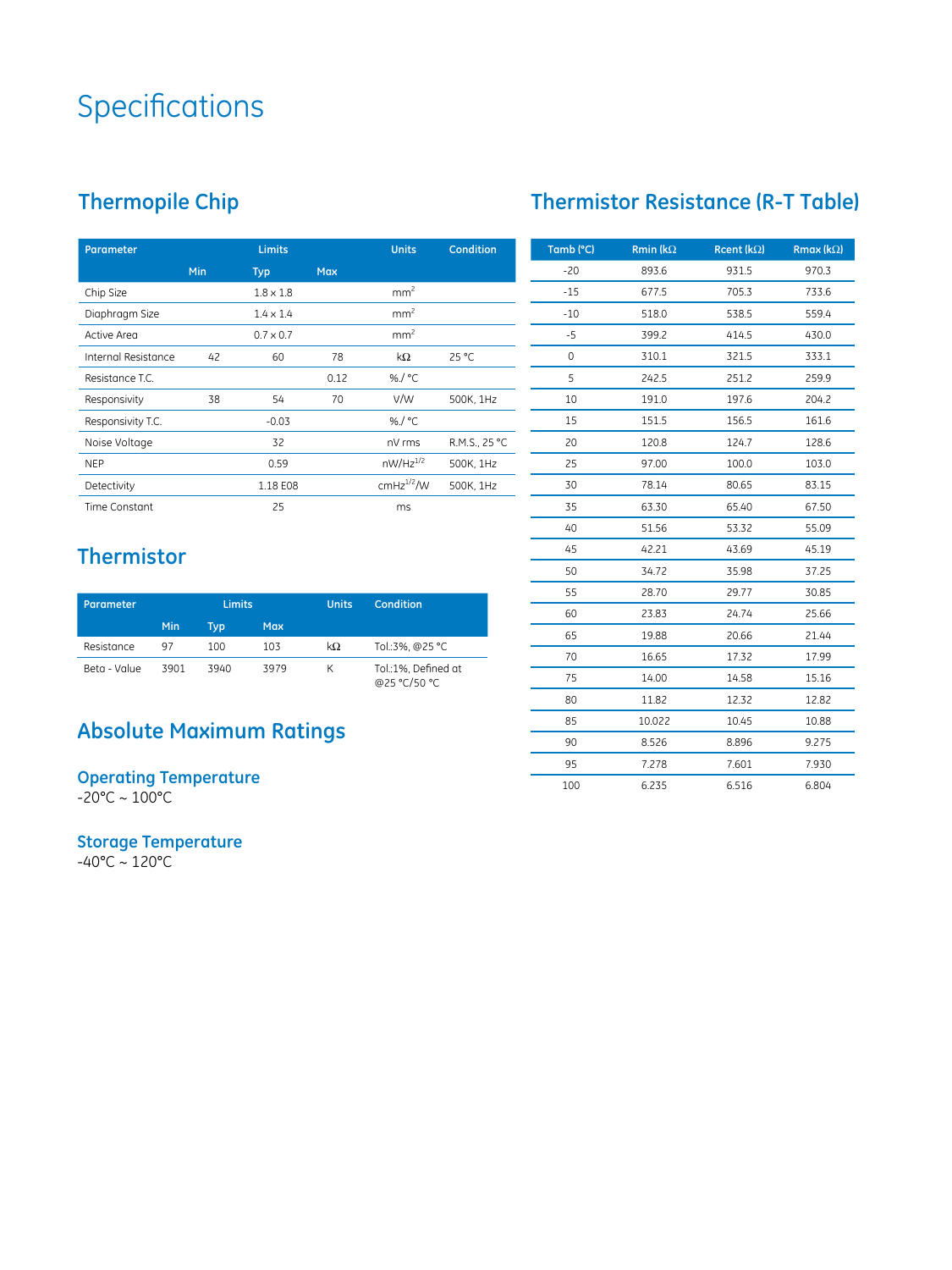# Specifications

## Thermopile Chip

| Parameter | Limits | | | Units | Condition |
|---|---|---|---|---|---|
| | Min | Typ | Max | | |
| Chip Size | | 1.8 x 1.8 | | $mm^2$ | |
| Diaphragm Size | | 1.4 x 1.4 | | $mm^2$ | |
| Active Area | | 0.7 x 0.7 | | $mm^2$ | |
| Internal Resistance | 42 | 60 | 78 | kΩ | 25 °C |
| Resistance T.C. | | | 0.12 | %./ °C | |
| Responsivity | 38 | 54 | 70 | V/W | 500K, 1Hz |
| Responsivity T.C. | | -0.03 | | %./ °C | |
| Noise Voltage | | 32 | | nV rms | R.M.S., 25 °C |
| NEP | | 0.59 | | $nW/Hz^{1/2}$ | 500K, 1Hz |
| Detectivity | | 1.18 E08 | | $cmHz^{1/2}/W$ | 500K, 1Hz |
| Time Constant | | 25 | | ms | |

## Thermistor

| Parameter | Limits | | | Units | Condition |
|---|---|---|---|---|---|
| | Min | Typ | Max | | |
| Resistance | 97 | 100 | 103 | kΩ | Tol.:3%, @25 °C |
| Beta - Value | 3901 | 3940 | 3979 | K | Tol.:1%, Defined at @25 °C/50 °C |

## Absolute Maximum Ratings

### Operating Temperature

-20°C ~ 100°C

### Storage Temperature

-40°C ~ 120°C

## Thermistor Resistance (R-T Table)

| Tamb (°C) | Rmin (kΩ | Rcent (kΩ) | Rmax (kΩ) |
|---|---|---|---|
| -20 | 893.6 | 931.5 | 970.3 |
| -15 | 677.5 | 705.3 | 733.6 |
| -10 | 518.0 | 538.5 | 559.4 |
| -5 | 399.2 | 414.5 | 430.0 |
| 0 | 310.1 | 321.5 | 333.1 |
| 5 | 242.5 | 251.2 | 259.9 |
| 10 | 191.0 | 197.6 | 204.2 |
| 15 | 151.5 | 156.5 | 161.6 |
| 20 | 120.8 | 124.7 | 128.6 |
| 25 | 97.00 | 100.0 | 103.0 |
| 30 | 78.14 | 80.65 | 83.15 |
| 35 | 63.30 | 65.40 | 67.50 |
| 40 | 51.56 | 53.32 | 55.09 |
| 45 | 42.21 | 43.69 | 45.19 |
| 50 | 34.72 | 35.98 | 37.25 |
| 55 | 28.70 | 29.77 | 30.85 |
| 60 | 23.83 | 24.74 | 25.66 |
| 65 | 19.88 | 20.66 | 21.44 |
| 70 | 16.65 | 17.32 | 17.99 |
| 75 | 14.00 | 14.58 | 15.16 |
| 80 | 11.82 | 12.32 | 12.82 |
| 85 | 10.022 | 10.45 | 10.88 |
| 90 | 8.526 | 8.896 | 9.275 |
| 95 | 7.278 | 7.601 | 7.930 |
| 100 | 6.235 | 6.516 | 6.804 |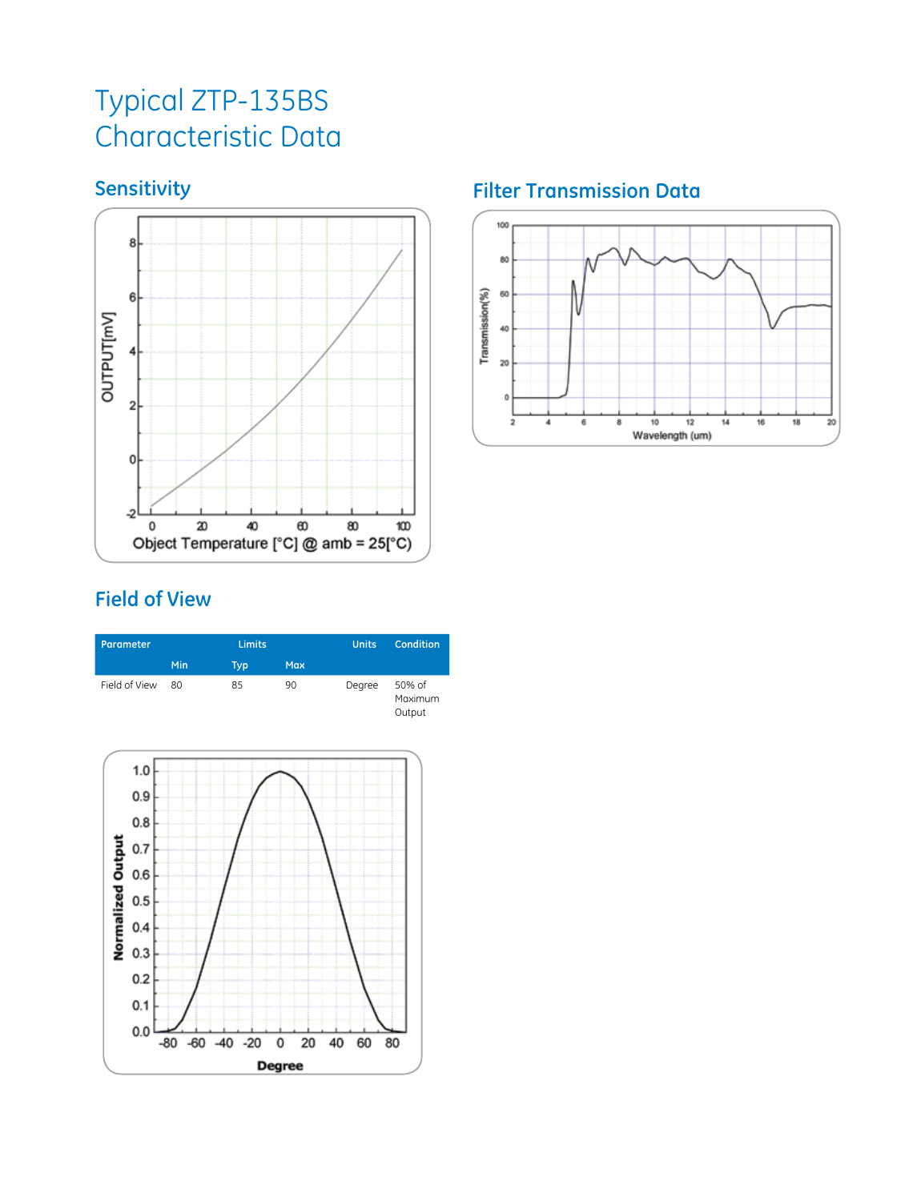# Typical ZTP-135BS Characteristic Data

## Sensitivity

## Filter Transmission Data

## Field of View

| Parameter | Limits | | | Units | Condition |
|---|---|---|---|---|---|
| | Min | Typ | Max | | |
| Field of View | 80 | 85 | 90 | Degree | 50% of Maximum Output |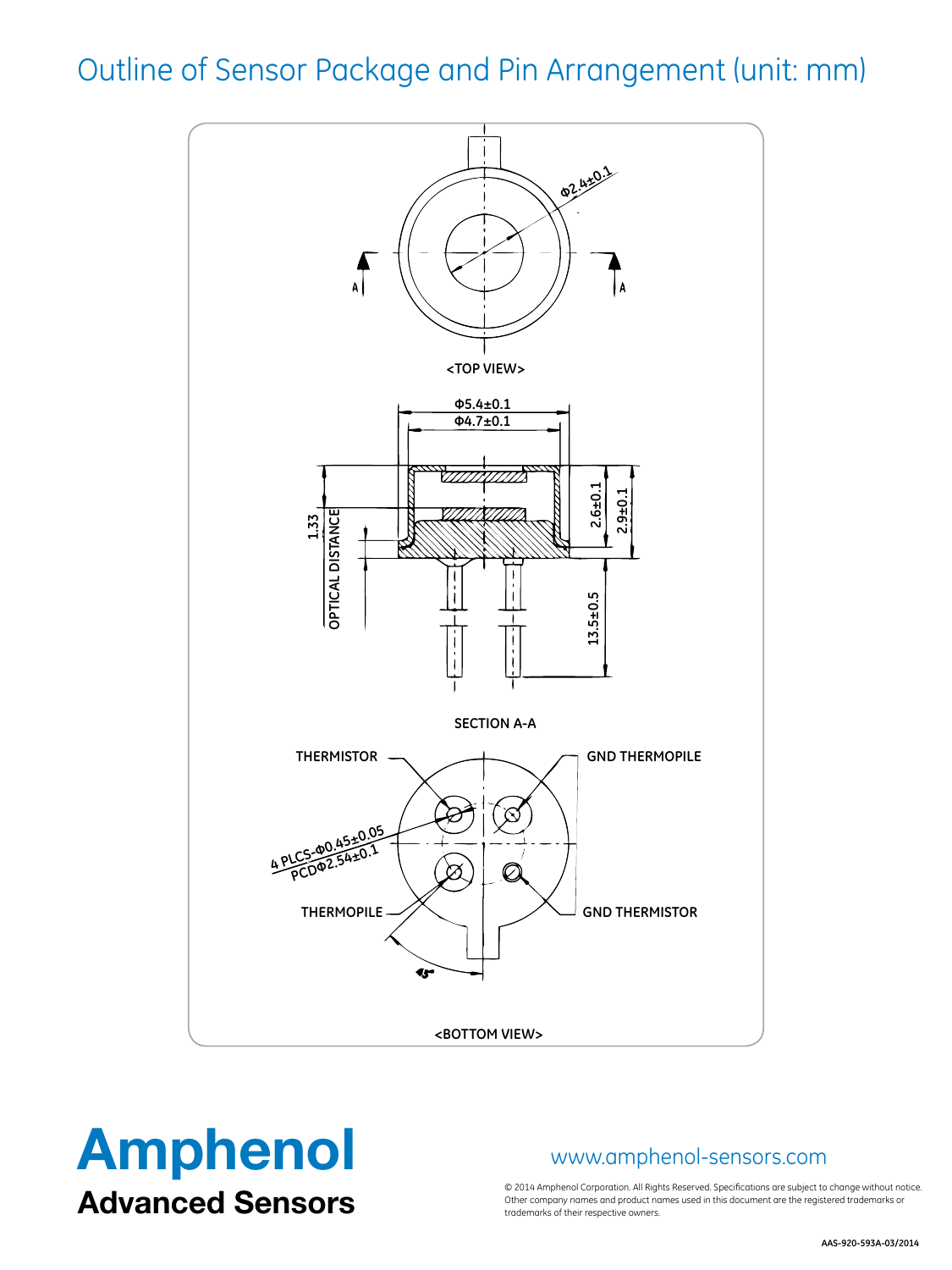# Outline of Sensor Package and Pin Arrangement (unit: mm)

Φ2.4±0.1

A

A

<TOP VIEW>

Φ5.4±0.1

Φ4.7±0.1

1.33

OPTICAL DISTANCE

2.6±0.1

2.9±0.1

13.5±0.5

SECTION A-A

THERMISTOR

GND THERMOPILE

4 PLCS-Φ0.45±0.05

PCDΦ2.54±0.1

THERMOPILE

GND THERMISTOR

45°

<BOTTOM VIEW>

**Amphenol**

**Advanced Sensors**

www.amphenol-sensors.com

© 2014 Amphenol Corporation. All Rights Reserved. Specifications are subject to change without notice. Other company names and product names used in this document are the registered trademarks or trademarks of their respective owners.

AAS-920-593A-03/2014